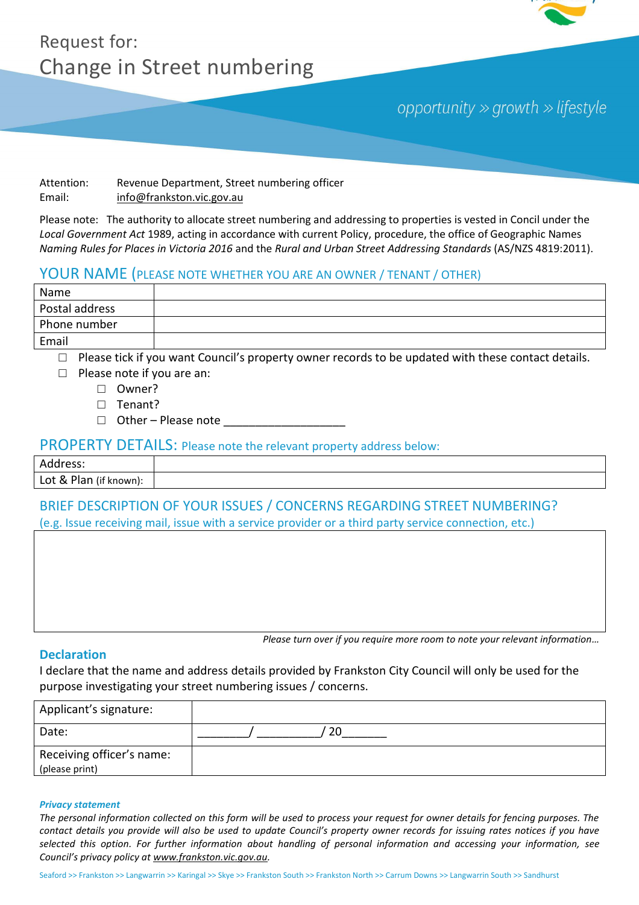Request for:

# Change in Street numbering

*opportunity » growth » lifestyle*

Attention: Revenue Department, Street numbering officer
Email: info@frankston.vic.gov.au

Please note: The authority to allocate street numbering and addressing to properties is vested in Concil under the *Local Government Act* 1989, acting in accordance with current Policy, procedure, the office of Geographic Names *Naming Rules for Places in Victoria 2016* and the *Rural and Urban Street Addressing Standards* (AS/NZS 4819:2011).

## YOUR NAME (PLEASE NOTE WHETHER YOU ARE AN OWNER / TENANT / OTHER)

| | |
|---|---|
| Name | |
| Postal address | |
| Phone number | |
| Email | |

- ☐ Please tick if you want Council's property owner records to be updated with these contact details.
- ☐ Please note if you are an:
  - ☐ Owner?
  - ☐ Tenant?
  - ☐ Other – Please note ___________________

## PROPERTY DETAILS: Please note the relevant property address below:

| | |
|---|---|
| Address: | |
| Lot & Plan (if known): | |

## BRIEF DESCRIPTION OF YOUR ISSUES / CONCERNS REGARDING STREET NUMBERING?

(e.g. Issue receiving mail, issue with a service provider or a third party service connection, etc.)

| |
|---|
| |

*Please turn over if you require more room to note your relevant information…*

### Declaration

I declare that the name and address details provided by Frankston City Council will only be used for the purpose investigating your street numbering issues / concerns.

| | |
|---|---|
| Applicant's signature: | |
| Date: | ________/ __________/ 20_______ |
| Receiving officer's name: (please print) | |

***Privacy statement***

*The personal information collected on this form will be used to process your request for owner details for fencing purposes. The contact details you provide will also be used to update Council's property owner records for issuing rates notices if you have selected this option. For further information about handling of personal information and accessing your information, see Council's privacy policy at www.frankston.vic.gov.au.*

Seaford >> Frankston >> Langwarrin >> Karingal >> Skye >> Frankston South >> Frankston North >> Carrum Downs >> Langwarrin South >> Sandhurst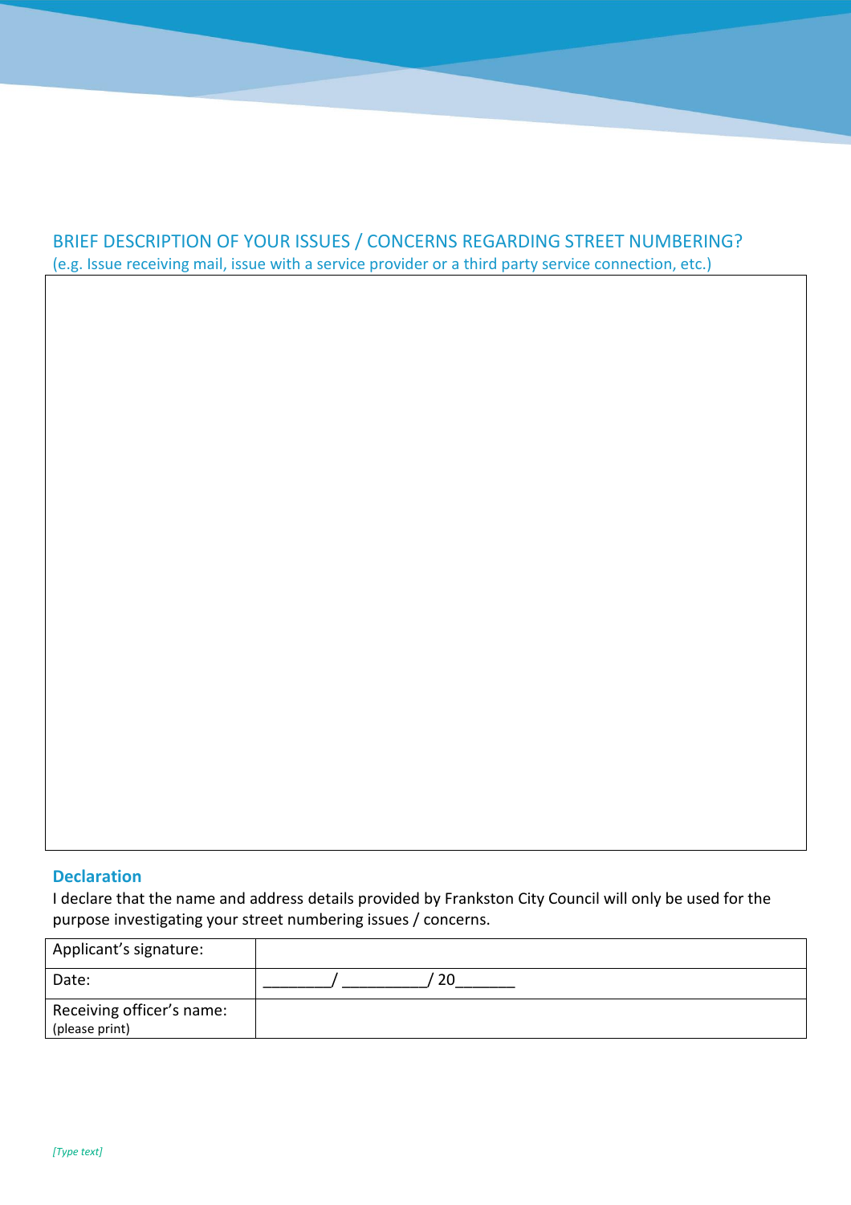## BRIEF DESCRIPTION OF YOUR ISSUES / CONCERNS REGARDING STREET NUMBERING?

(e.g. Issue receiving mail, issue with a service provider or a third party service connection, etc.)

| |
|---|
| |

### Declaration

I declare that the name and address details provided by Frankston City Council will only be used for the purpose investigating your street numbering issues / concerns.

| | |
|---|---|
| Applicant's signature: | |
| Date: | ________/ __________/ 20_______ |
| Receiving officer's name: (please print) | |

*[Type text]*